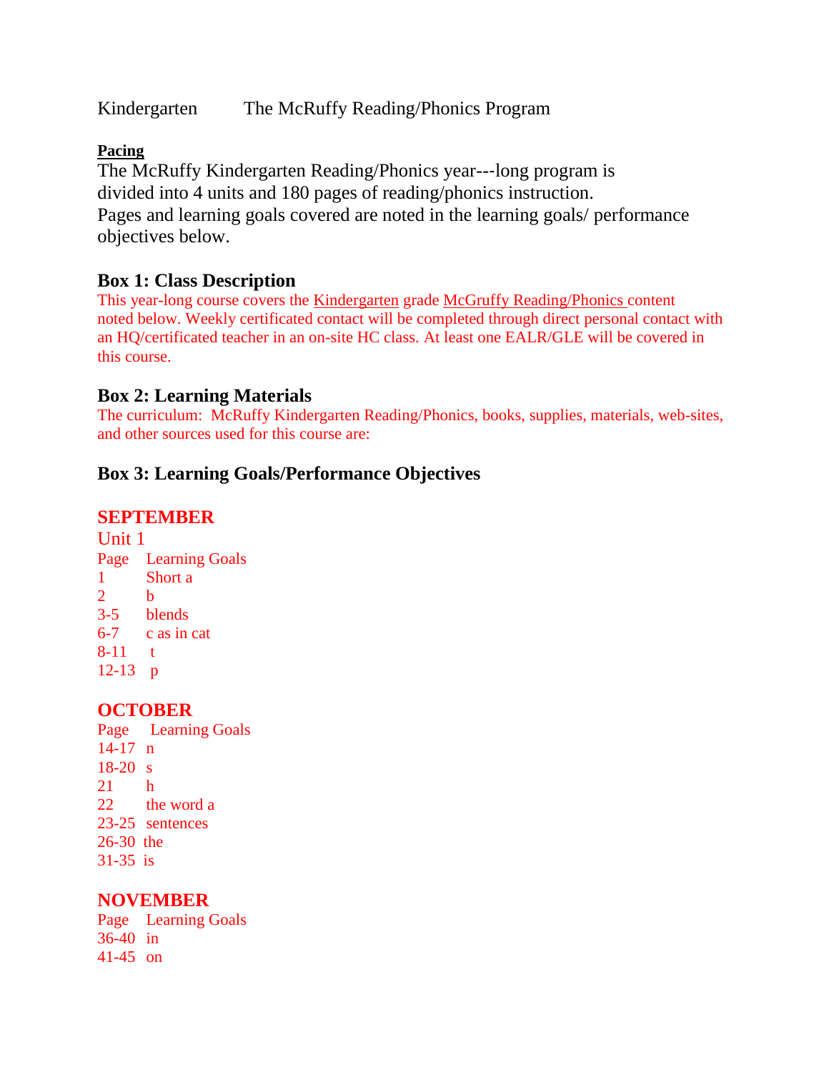Kindergarten The McRuffy Reading/Phonics Program

**Pacing**

The McRuffy Kindergarten Reading/Phonics year---long program is divided into 4 units and 180 pages of reading/phonics instruction. Pages and learning goals covered are noted in the learning goals/ performance objectives below.

### Box 1: Class Description

This year-long course covers the Kindergarten grade McGruffy Reading/Phonics content noted below. Weekly certificated contact will be completed through direct personal contact with an HQ/certificated teacher in an on-site HC class. At least one EALR/GLE will be covered in this course.

### Box 2: Learning Materials

The curriculum: McRuffy Kindergarten Reading/Phonics, books, supplies, materials, web-sites, and other sources used for this course are:

### Box 3: Learning Goals/Performance Objectives

**SEPTEMBER**

Unit 1

| Page | Learning Goals |
|---|---|
| 1 | Short a |
| 2 | b |
| 3-5 | blends |
| 6-7 | c as in cat |
| 8-11 | t |
| 12-13 | p |

**OCTOBER**

| Page | Learning Goals |
|---|---|
| 14-17 | n |
| 18-20 | s |
| 21 | h |
| 22 | the word a |
| 23-25 | sentences |
| 26-30 | the |
| 31-35 | is |

**NOVEMBER**

| Page | Learning Goals |
|---|---|
| 36-40 | in |
| 41-45 | on |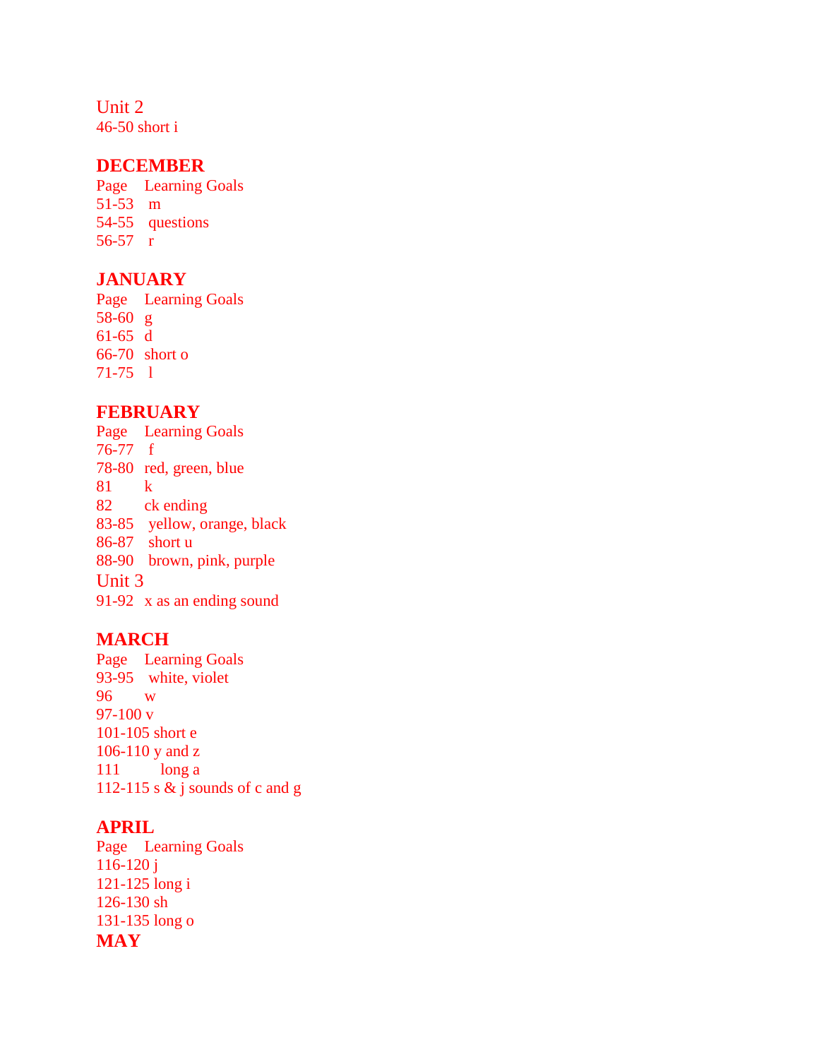Unit 2
46-50 short i

## DECEMBER

| Page | Learning Goals |
| --- | --- |
| 51-53 | m |
| 54-55 | questions |
| 56-57 | r |

## JANUARY

| Page | Learning Goals |
| --- | --- |
| 58-60 | g |
| 61-65 | d |
| 66-70 | short o |
| 71-75 | l |

## FEBRUARY

| Page | Learning Goals |
| --- | --- |
| 76-77 | f |
| 78-80 | red, green, blue |
| 81 | k |
| 82 | ck ending |
| 83-85 | yellow, orange, black |
| 86-87 | short u |
| 88-90 | brown, pink, purple |

Unit 3
91-92 x as an ending sound

## MARCH

| Page | Learning Goals |
| --- | --- |
| 93-95 | white, violet |
| 96 | w |
| 97-100 | v |
| 101-105 | short e |
| 106-110 | y and z |
| 111 | long a |
| 112-115 | s & j sounds of c and g |

## APRIL

| Page | Learning Goals |
| --- | --- |
| 116-120 | j |
| 121-125 | long i |
| 126-130 | sh |
| 131-135 | long o |

## MAY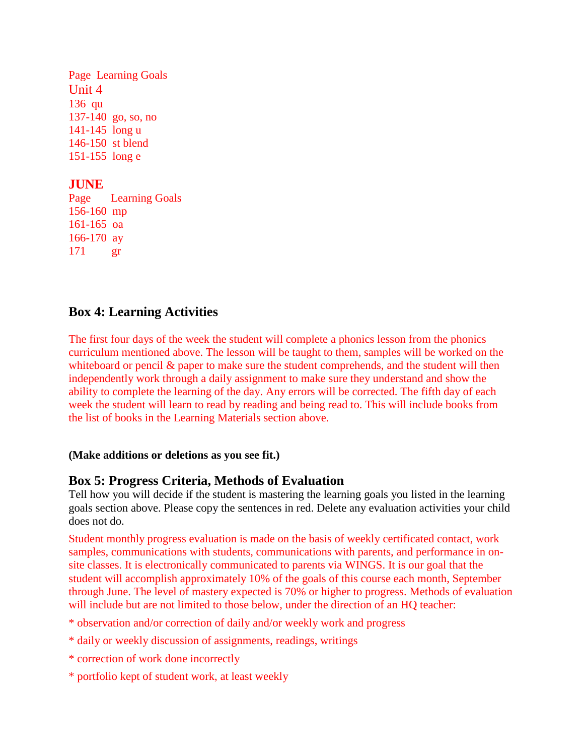Page Learning Goals

Unit 4

136 qu

137-140 go, so, no

141-145 long u

146-150 st blend

151-155 long e

**JUNE**

Page Learning Goals

156-160 mp

161-165 oa

166-170 ay

171 gr

## Box 4: Learning Activities

The first four days of the week the student will complete a phonics lesson from the phonics curriculum mentioned above. The lesson will be taught to them, samples will be worked on the whiteboard or pencil & paper to make sure the student comprehends, and the student will then independently work through a daily assignment to make sure they understand and show the ability to complete the learning of the day. Any errors will be corrected. The fifth day of each week the student will learn to read by reading and being read to. This will include books from the list of books in the Learning Materials section above.

**(Make additions or deletions as you see fit.)**

## Box 5: Progress Criteria, Methods of Evaluation

Tell how you will decide if the student is mastering the learning goals you listed in the learning goals section above. Please copy the sentences in red. Delete any evaluation activities your child does not do.

Student monthly progress evaluation is made on the basis of weekly certificated contact, work samples, communications with students, communications with parents, and performance in on-site classes. It is electronically communicated to parents via WINGS. It is our goal that the student will accomplish approximately 10% of the goals of this course each month, September through June. The level of mastery expected is 70% or higher to progress. Methods of evaluation will include but are not limited to those below, under the direction of an HQ teacher:

* observation and/or correction of daily and/or weekly work and progress

* daily or weekly discussion of assignments, readings, writings

* correction of work done incorrectly

* portfolio kept of student work, at least weekly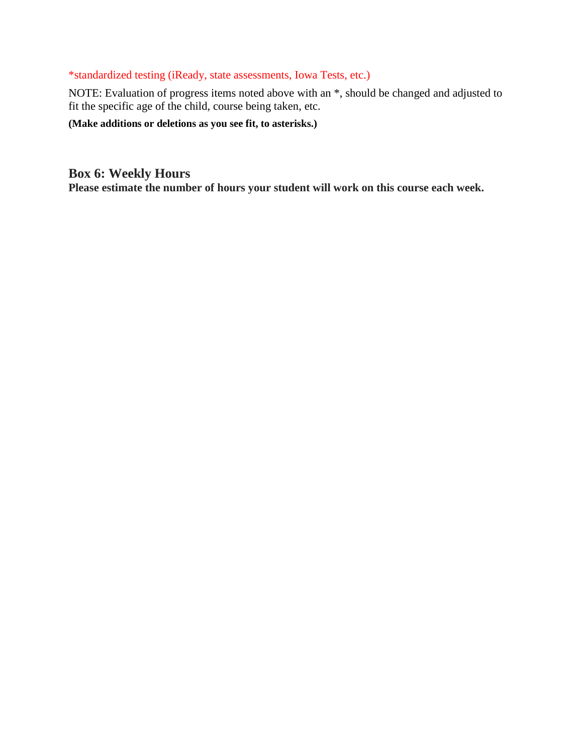*standardized testing (iReady, state assessments, Iowa Tests, etc.)

NOTE: Evaluation of progress items noted above with an *, should be changed and adjusted to fit the specific age of the child, course being taken, etc.

**(Make additions or deletions as you see fit, to asterisks.)**

## Box 6: Weekly Hours

**Please estimate the number of hours your student will work on this course each week.**